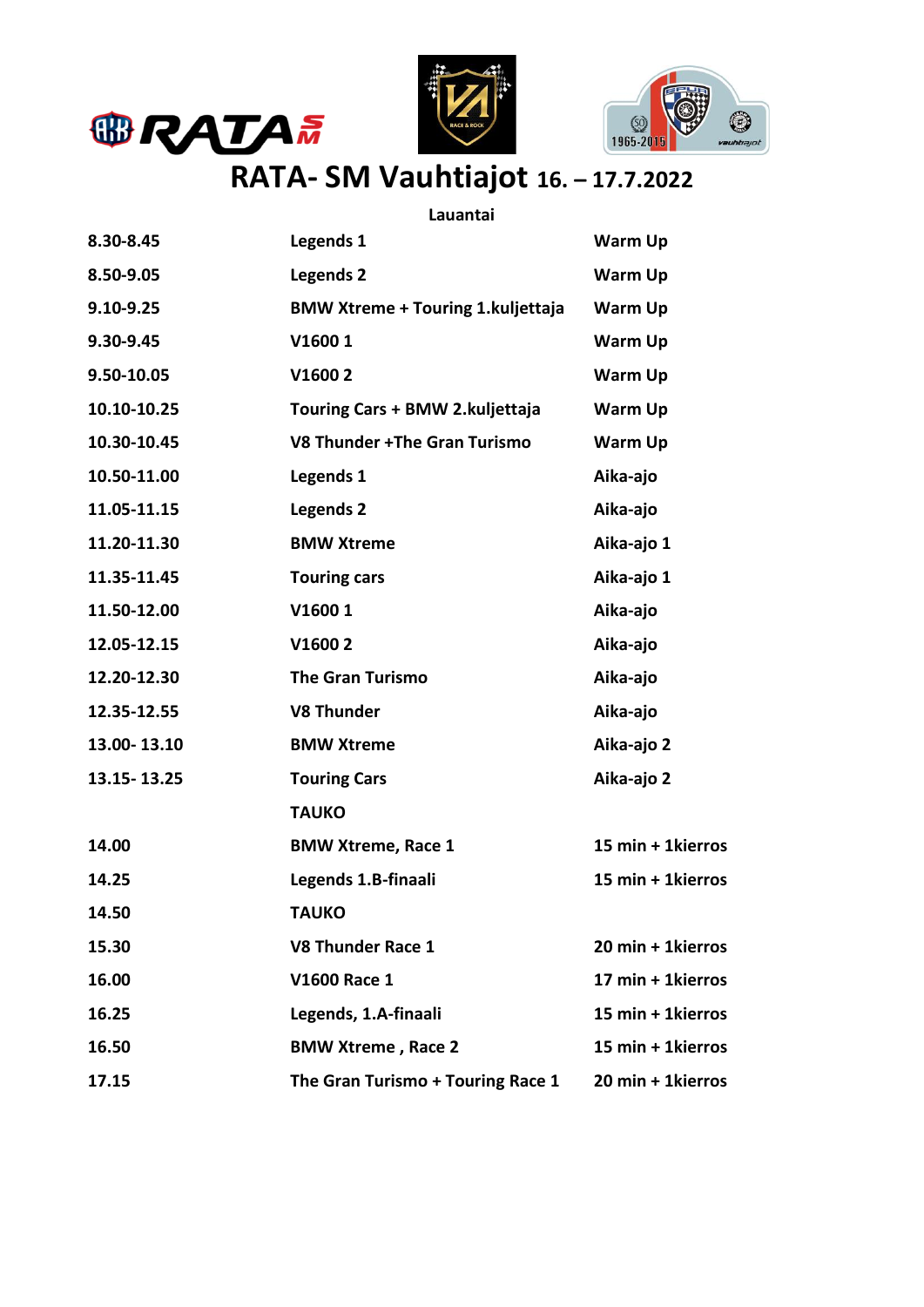# RATA- SM Vauhtiajot 16. – 17.7.2022

**Lauantai**

| | | |
|---|---|---|
| 8.30-8.45 | Legends 1 | Warm Up |
| 8.50-9.05 | Legends 2 | Warm Up |
| 9.10-9.25 | BMW Xtreme + Touring 1.kuljettaja | Warm Up |
| 9.30-9.45 | V1600 1 | Warm Up |
| 9.50-10.05 | V1600 2 | Warm Up |
| 10.10-10.25 | Touring Cars + BMW 2.kuljettaja | Warm Up |
| 10.30-10.45 | V8 Thunder +The Gran Turismo | Warm Up |
| 10.50-11.00 | Legends 1 | Aika-ajo |
| 11.05-11.15 | Legends 2 | Aika-ajo |
| 11.20-11.30 | BMW Xtreme | Aika-ajo 1 |
| 11.35-11.45 | Touring cars | Aika-ajo 1 |
| 11.50-12.00 | V1600 1 | Aika-ajo |
| 12.05-12.15 | V1600 2 | Aika-ajo |
| 12.20-12.30 | The Gran Turismo | Aika-ajo |
| 12.35-12.55 | V8 Thunder | Aika-ajo |
| 13.00- 13.10 | BMW Xtreme | Aika-ajo 2 |
| 13.15- 13.25 | Touring Cars | Aika-ajo 2 |
| | TAUKO | |
| 14.00 | BMW Xtreme, Race 1 | 15 min + 1kierros |
| 14.25 | Legends 1.B-finaali | 15 min + 1kierros |
| 14.50 | TAUKO | |
| 15.30 | V8 Thunder Race 1 | 20 min + 1kierros |
| 16.00 | V1600 Race 1 | 17 min + 1kierros |
| 16.25 | Legends, 1.A-finaali | 15 min + 1kierros |
| 16.50 | BMW Xtreme , Race 2 | 15 min + 1kierros |
| 17.15 | The Gran Turismo + Touring Race 1 | 20 min + 1kierros |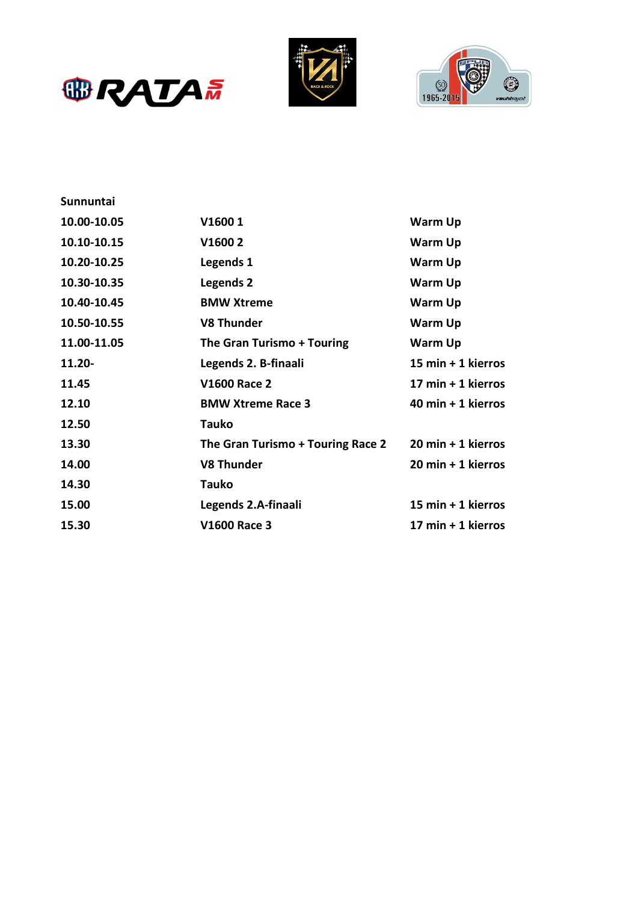**Sunnuntai**

| | | |
|---|---|---|
| **10.00-10.05** | **V1600 1** | **Warm Up** |
| **10.10-10.15** | **V1600 2** | **Warm Up** |
| **10.20-10.25** | **Legends 1** | **Warm Up** |
| **10.30-10.35** | **Legends 2** | **Warm Up** |
| **10.40-10.45** | **BMW Xtreme** | **Warm Up** |
| **10.50-10.55** | **V8 Thunder** | **Warm Up** |
| **11.00-11.05** | **The Gran Turismo + Touring** | **Warm Up** |
| **11.20-** | **Legends 2. B-finaali** | **15 min + 1 kierros** |
| **11.45** | **V1600 Race 2** | **17 min + 1 kierros** |
| **12.10** | **BMW Xtreme Race 3** | **40 min + 1 kierros** |
| **12.50** | **Tauko** | |
| **13.30** | **The Gran Turismo + Touring Race 2** | **20 min + 1 kierros** |
| **14.00** | **V8 Thunder** | **20 min + 1 kierros** |
| **14.30** | **Tauko** | |
| **15.00** | **Legends 2.A-finaali** | **15 min + 1 kierros** |
| **15.30** | **V1600 Race 3** | **17 min + 1 kierros** |